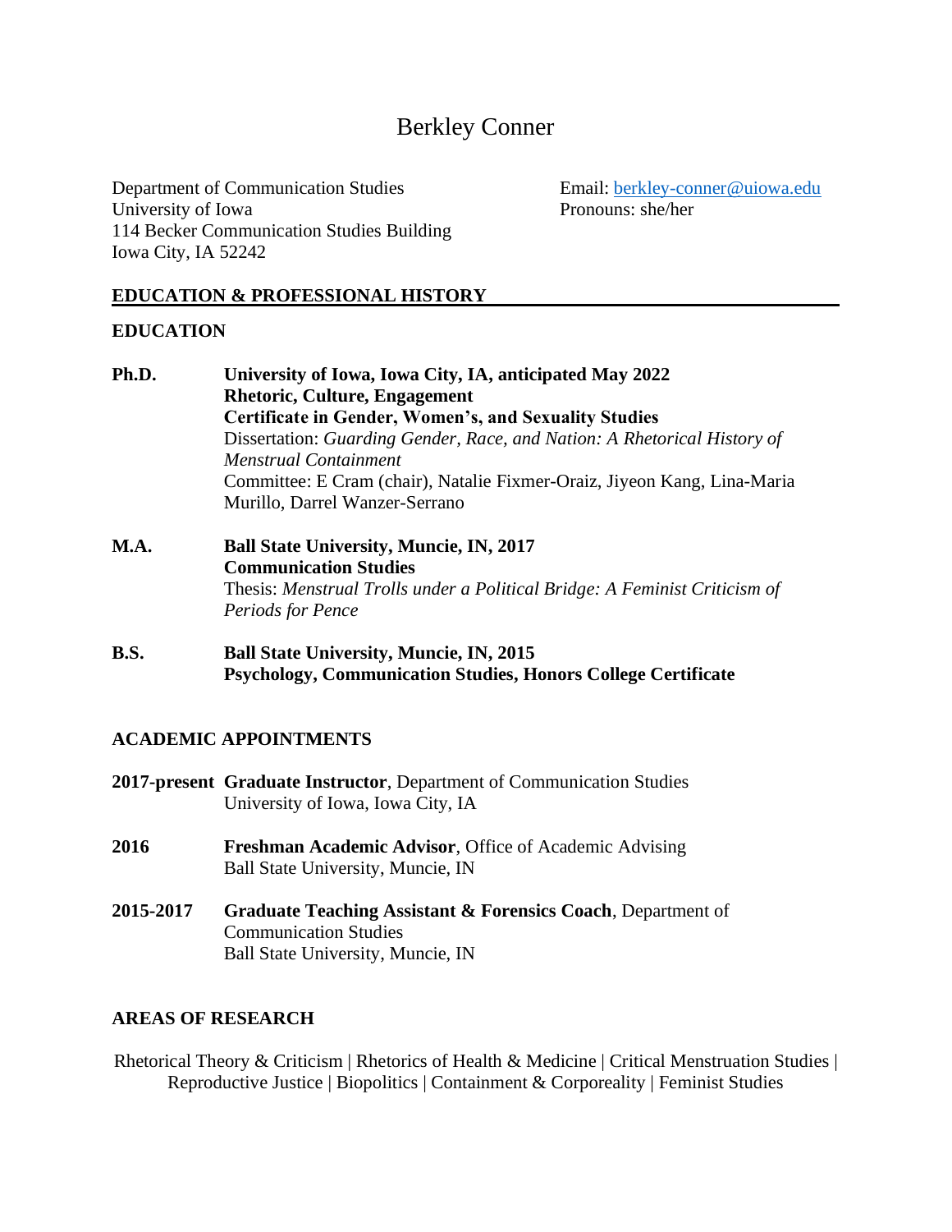# Berkley Conner

Department of Communication Studies
University of Iowa
114 Becker Communication Studies Building
Iowa City, IA 52242

Email: [berkley-conner@uiowa.edu](mailto:berkley-conner@uiowa.edu)
Pronouns: she/her

## EDUCATION & PROFESSIONAL HISTORY

### EDUCATION

**Ph.D.** **University of Iowa, Iowa City, IA, anticipated May 2022**
**Rhetoric, Culture, Engagement**
**Certificate in Gender, Women's, and Sexuality Studies**
Dissertation: *Guarding Gender, Race, and Nation: A Rhetorical History of Menstrual Containment*
Committee: E Cram (chair), Natalie Fixmer-Oraiz, Jiyeon Kang, Lina-Maria Murillo, Darrel Wanzer-Serrano

**M.A.** **Ball State University, Muncie, IN, 2017**
**Communication Studies**
Thesis: *Menstrual Trolls under a Political Bridge: A Feminist Criticism of Periods for Pence*

**B.S.** **Ball State University, Muncie, IN, 2015**
**Psychology, Communication Studies, Honors College Certificate**

### ACADEMIC APPOINTMENTS

**2017-present** **Graduate Instructor**, Department of Communication Studies
University of Iowa, Iowa City, IA

**2016** **Freshman Academic Advisor**, Office of Academic Advising
Ball State University, Muncie, IN

**2015-2017** **Graduate Teaching Assistant & Forensics Coach**, Department of Communication Studies
Ball State University, Muncie, IN

### AREAS OF RESEARCH

Rhetorical Theory & Criticism | Rhetorics of Health & Medicine | Critical Menstruation Studies | Reproductive Justice | Biopolitics | Containment & Corporeality | Feminist Studies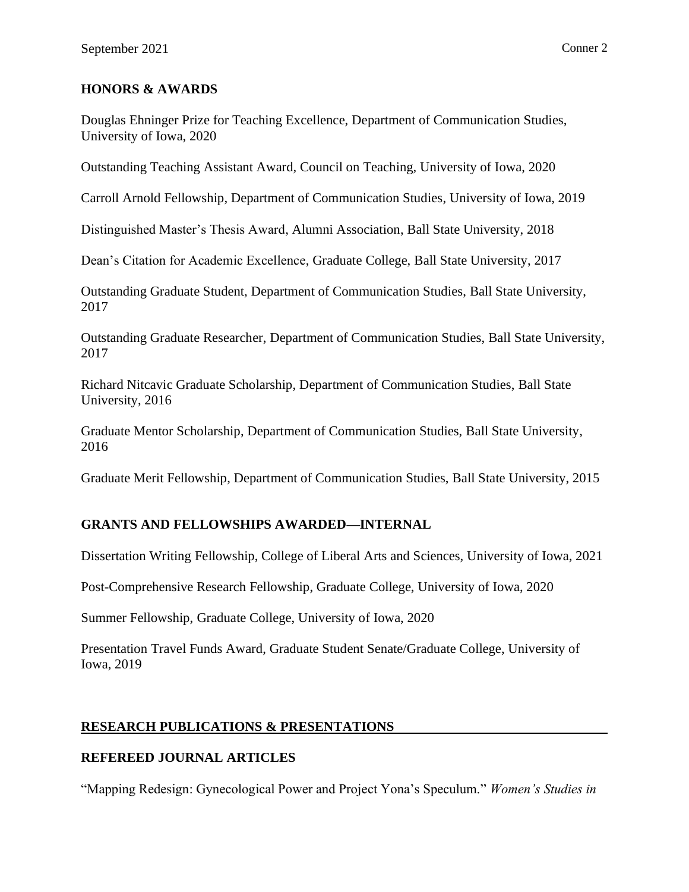## HONORS & AWARDS

Douglas Ehninger Prize for Teaching Excellence, Department of Communication Studies, University of Iowa, 2020

Outstanding Teaching Assistant Award, Council on Teaching, University of Iowa, 2020

Carroll Arnold Fellowship, Department of Communication Studies, University of Iowa, 2019

Distinguished Master's Thesis Award, Alumni Association, Ball State University, 2018

Dean's Citation for Academic Excellence, Graduate College, Ball State University, 2017

Outstanding Graduate Student, Department of Communication Studies, Ball State University, 2017

Outstanding Graduate Researcher, Department of Communication Studies, Ball State University, 2017

Richard Nitcavic Graduate Scholarship, Department of Communication Studies, Ball State University, 2016

Graduate Mentor Scholarship, Department of Communication Studies, Ball State University, 2016

Graduate Merit Fellowship, Department of Communication Studies, Ball State University, 2015

## GRANTS AND FELLOWSHIPS AWARDED—INTERNAL

Dissertation Writing Fellowship, College of Liberal Arts and Sciences, University of Iowa, 2021

Post-Comprehensive Research Fellowship, Graduate College, University of Iowa, 2020

Summer Fellowship, Graduate College, University of Iowa, 2020

Presentation Travel Funds Award, Graduate Student Senate/Graduate College, University of Iowa, 2019

## RESEARCH PUBLICATIONS & PRESENTATIONS

## REFEREED JOURNAL ARTICLES

"Mapping Redesign: Gynecological Power and Project Yona's Speculum." *Women's Studies in*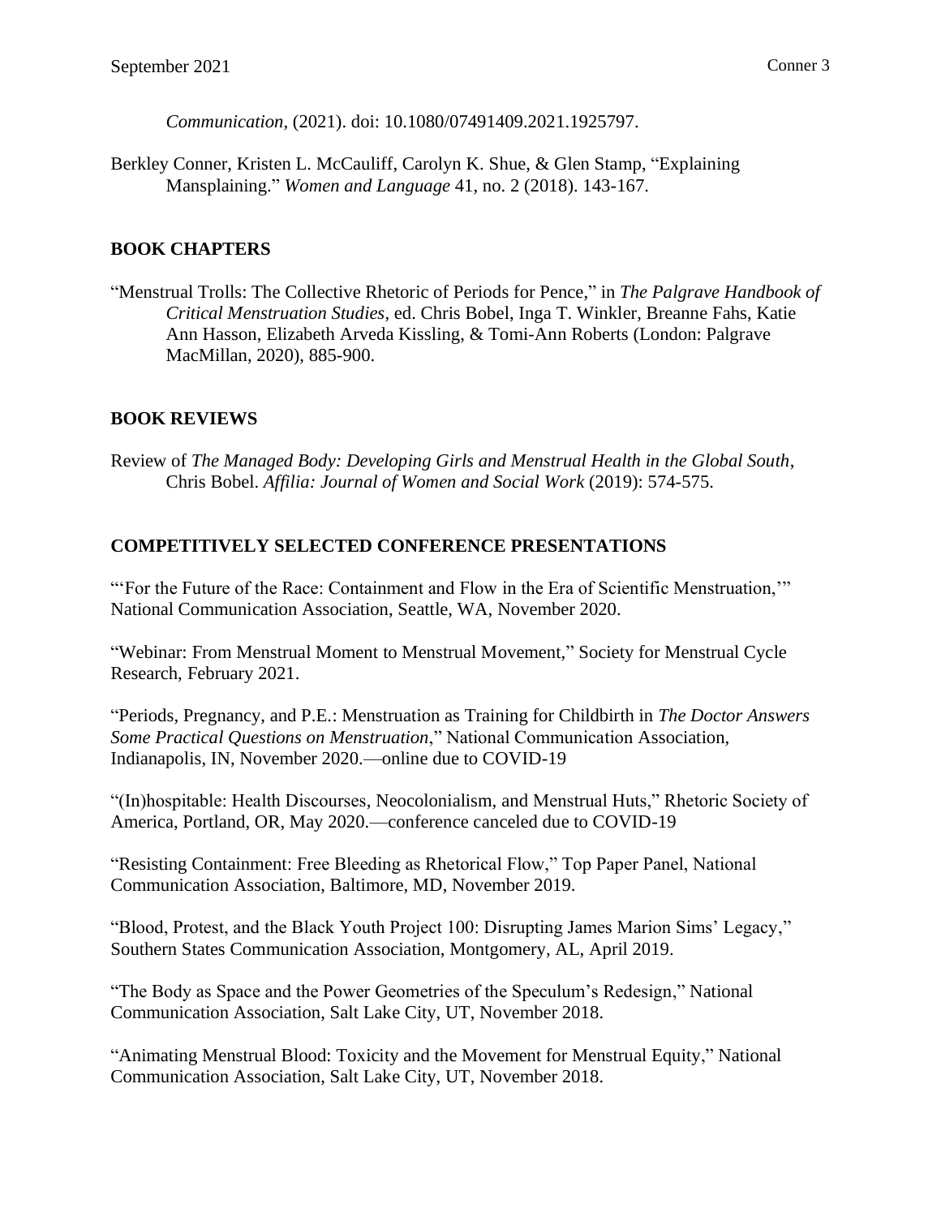*Communication*, (2021). doi: 10.1080/07491409.2021.1925797.

Berkley Conner, Kristen L. McCauliff, Carolyn K. Shue, & Glen Stamp, "Explaining Mansplaining." *Women and Language* 41, no. 2 (2018). 143-167.

## BOOK CHAPTERS

"Menstrual Trolls: The Collective Rhetoric of Periods for Pence," in *The Palgrave Handbook of Critical Menstruation Studies*, ed. Chris Bobel, Inga T. Winkler, Breanne Fahs, Katie Ann Hasson, Elizabeth Arveda Kissling, & Tomi-Ann Roberts (London: Palgrave MacMillan, 2020), 885-900.

## BOOK REVIEWS

Review of *The Managed Body: Developing Girls and Menstrual Health in the Global South*, Chris Bobel. *Affilia: Journal of Women and Social Work* (2019): 574-575.

## COMPETITIVELY SELECTED CONFERENCE PRESENTATIONS

"'For the Future of the Race: Containment and Flow in the Era of Scientific Menstruation,'" National Communication Association, Seattle, WA, November 2020.

"Webinar: From Menstrual Moment to Menstrual Movement," Society for Menstrual Cycle Research, February 2021.

"Periods, Pregnancy, and P.E.: Menstruation as Training for Childbirth in *The Doctor Answers Some Practical Questions on Menstruation*," National Communication Association, Indianapolis, IN, November 2020.—online due to COVID-19

"(In)hospitable: Health Discourses, Neocolonialism, and Menstrual Huts," Rhetoric Society of America, Portland, OR, May 2020.—conference canceled due to COVID-19

"Resisting Containment: Free Bleeding as Rhetorical Flow," Top Paper Panel, National Communication Association, Baltimore, MD, November 2019.

"Blood, Protest, and the Black Youth Project 100: Disrupting James Marion Sims' Legacy," Southern States Communication Association, Montgomery, AL, April 2019.

"The Body as Space and the Power Geometries of the Speculum's Redesign," National Communication Association, Salt Lake City, UT, November 2018.

"Animating Menstrual Blood: Toxicity and the Movement for Menstrual Equity," National Communication Association, Salt Lake City, UT, November 2018.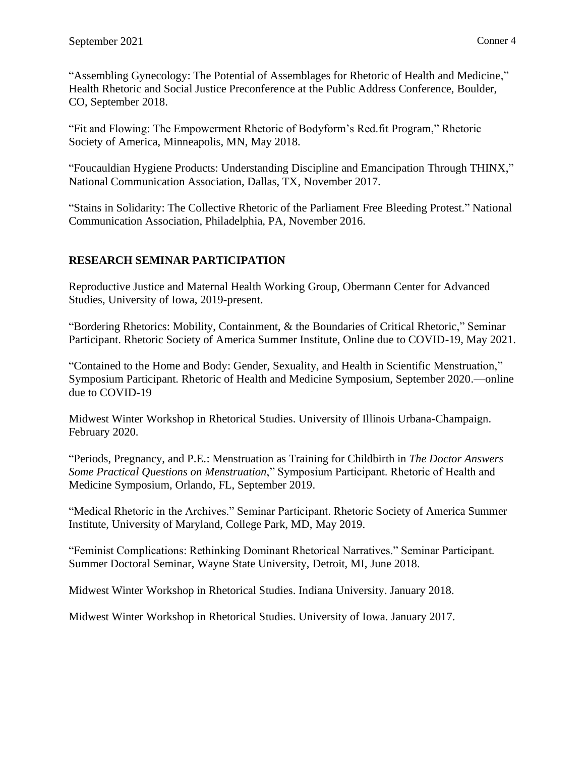"Assembling Gynecology: The Potential of Assemblages for Rhetoric of Health and Medicine," Health Rhetoric and Social Justice Preconference at the Public Address Conference, Boulder, CO, September 2018.

"Fit and Flowing: The Empowerment Rhetoric of Bodyform's Red.fit Program," Rhetoric Society of America, Minneapolis, MN, May 2018.

"Foucauldian Hygiene Products: Understanding Discipline and Emancipation Through THINX," National Communication Association, Dallas, TX, November 2017.

"Stains in Solidarity: The Collective Rhetoric of the Parliament Free Bleeding Protest." National Communication Association, Philadelphia, PA, November 2016.

## RESEARCH SEMINAR PARTICIPATION

Reproductive Justice and Maternal Health Working Group, Obermann Center for Advanced Studies, University of Iowa, 2019-present.

"Bordering Rhetorics: Mobility, Containment, & the Boundaries of Critical Rhetoric," Seminar Participant. Rhetoric Society of America Summer Institute, Online due to COVID-19, May 2021.

"Contained to the Home and Body: Gender, Sexuality, and Health in Scientific Menstruation," Symposium Participant. Rhetoric of Health and Medicine Symposium, September 2020.—online due to COVID-19

Midwest Winter Workshop in Rhetorical Studies. University of Illinois Urbana-Champaign. February 2020.

"Periods, Pregnancy, and P.E.: Menstruation as Training for Childbirth in *The Doctor Answers Some Practical Questions on Menstruation*," Symposium Participant. Rhetoric of Health and Medicine Symposium, Orlando, FL, September 2019.

"Medical Rhetoric in the Archives." Seminar Participant. Rhetoric Society of America Summer Institute, University of Maryland, College Park, MD, May 2019.

"Feminist Complications: Rethinking Dominant Rhetorical Narratives." Seminar Participant. Summer Doctoral Seminar, Wayne State University, Detroit, MI, June 2018.

Midwest Winter Workshop in Rhetorical Studies. Indiana University. January 2018.

Midwest Winter Workshop in Rhetorical Studies. University of Iowa. January 2017.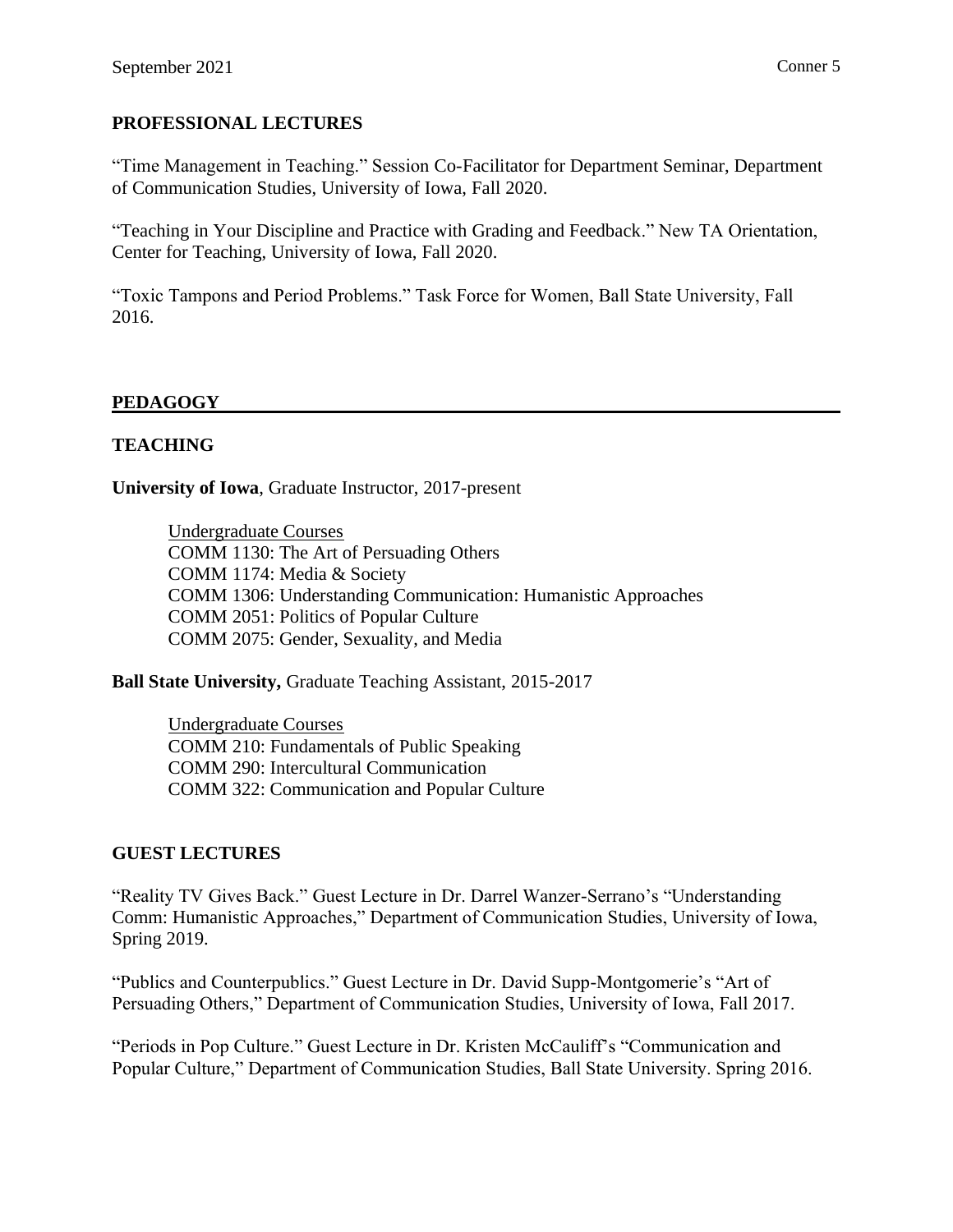### PROFESSIONAL LECTURES

"Time Management in Teaching." Session Co-Facilitator for Department Seminar, Department of Communication Studies, University of Iowa, Fall 2020.

"Teaching in Your Discipline and Practice with Grading and Feedback." New TA Orientation, Center for Teaching, University of Iowa, Fall 2020.

"Toxic Tampons and Period Problems." Task Force for Women, Ball State University, Fall 2016.

## PEDAGOGY

### TEACHING

**University of Iowa**, Graduate Instructor, 2017-present

Undergraduate Courses
COMM 1130: The Art of Persuading Others
COMM 1174: Media & Society
COMM 1306: Understanding Communication: Humanistic Approaches
COMM 2051: Politics of Popular Culture
COMM 2075: Gender, Sexuality, and Media

**Ball State University,** Graduate Teaching Assistant, 2015-2017

Undergraduate Courses
COMM 210: Fundamentals of Public Speaking
COMM 290: Intercultural Communication
COMM 322: Communication and Popular Culture

### GUEST LECTURES

"Reality TV Gives Back." Guest Lecture in Dr. Darrel Wanzer-Serrano's "Understanding Comm: Humanistic Approaches," Department of Communication Studies, University of Iowa, Spring 2019.

"Publics and Counterpublics." Guest Lecture in Dr. David Supp-Montgomerie's "Art of Persuading Others," Department of Communication Studies, University of Iowa, Fall 2017.

"Periods in Pop Culture." Guest Lecture in Dr. Kristen McCauliff's "Communication and Popular Culture," Department of Communication Studies, Ball State University. Spring 2016.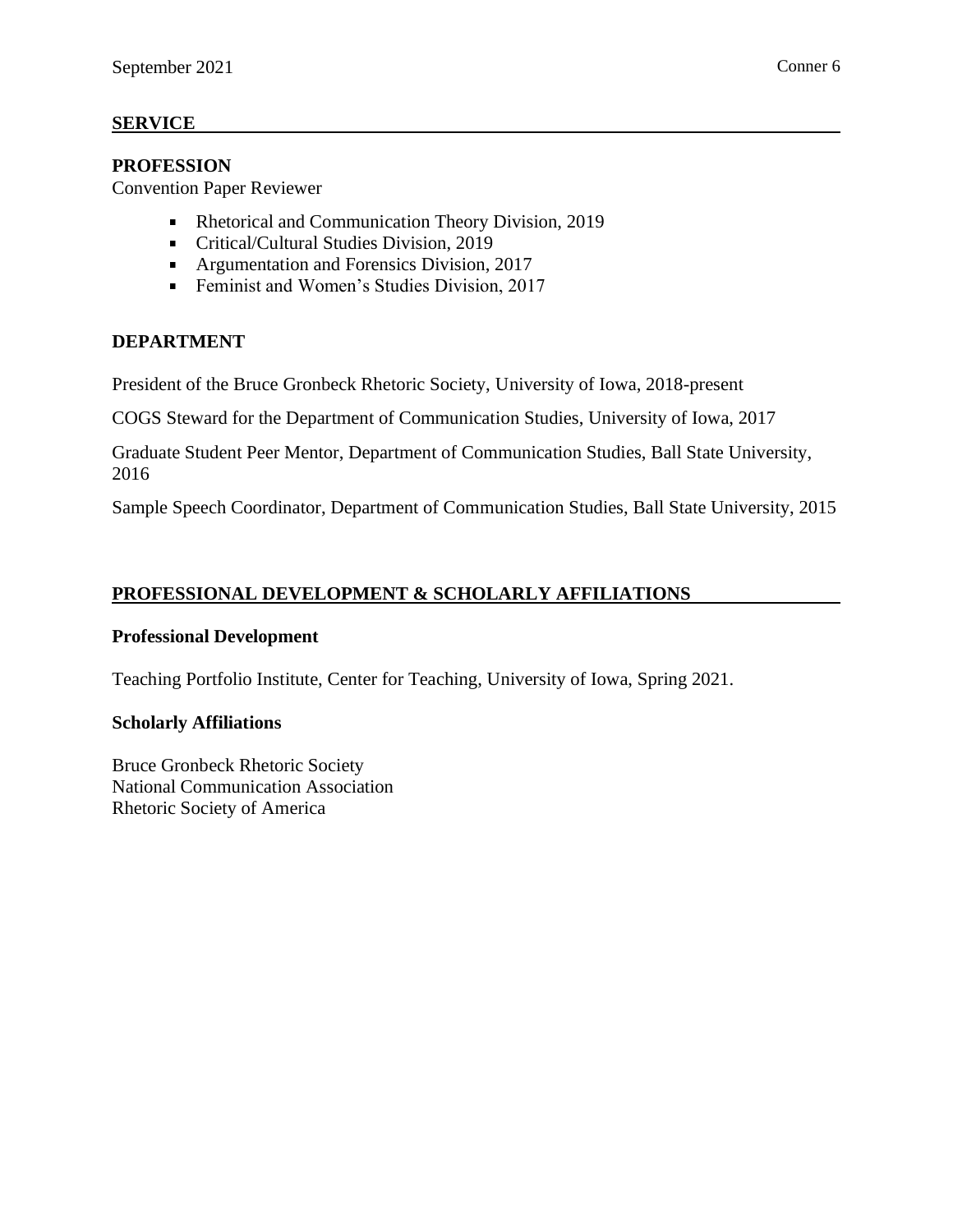## SERVICE

### PROFESSION

Convention Paper Reviewer

- Rhetorical and Communication Theory Division, 2019
- Critical/Cultural Studies Division, 2019
- Argumentation and Forensics Division, 2017
- Feminist and Women's Studies Division, 2017

### DEPARTMENT

President of the Bruce Gronbeck Rhetoric Society, University of Iowa, 2018-present

COGS Steward for the Department of Communication Studies, University of Iowa, 2017

Graduate Student Peer Mentor, Department of Communication Studies, Ball State University, 2016

Sample Speech Coordinator, Department of Communication Studies, Ball State University, 2015

## PROFESSIONAL DEVELOPMENT & SCHOLARLY AFFILIATIONS

### Professional Development

Teaching Portfolio Institute, Center for Teaching, University of Iowa, Spring 2021.

### Scholarly Affiliations

Bruce Gronbeck Rhetoric Society
National Communication Association
Rhetoric Society of America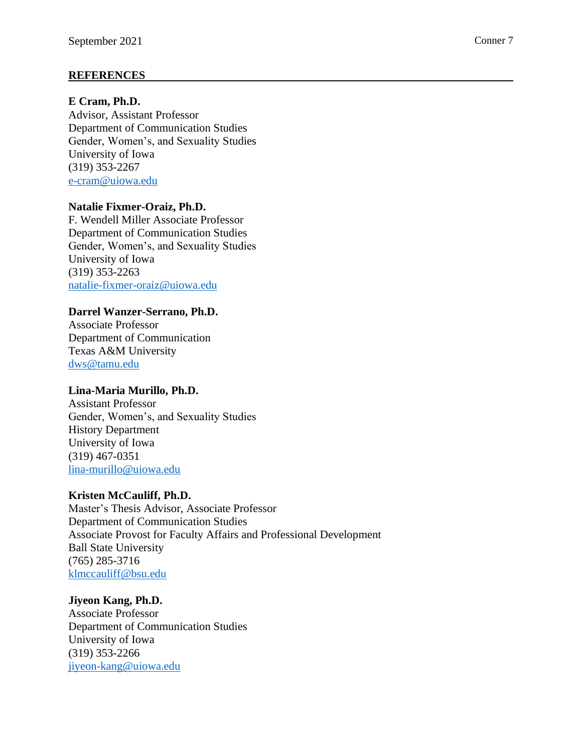## REFERENCES

**E Cram, Ph.D.**
Advisor, Assistant Professor
Department of Communication Studies
Gender, Women's, and Sexuality Studies
University of Iowa
(319) 353-2267
e-cram@uiowa.edu

**Natalie Fixmer-Oraiz, Ph.D.**
F. Wendell Miller Associate Professor
Department of Communication Studies
Gender, Women's, and Sexuality Studies
University of Iowa
(319) 353-2263
natalie-fixmer-oraiz@uiowa.edu

**Darrel Wanzer-Serrano, Ph.D.**
Associate Professor
Department of Communication
Texas A&M University
dws@tamu.edu

**Lina-Maria Murillo, Ph.D.**
Assistant Professor
Gender, Women's, and Sexuality Studies
History Department
University of Iowa
(319) 467-0351
lina-murillo@uiowa.edu

**Kristen McCauliff, Ph.D.**
Master's Thesis Advisor, Associate Professor
Department of Communication Studies
Associate Provost for Faculty Affairs and Professional Development
Ball State University
(765) 285-3716
klmccauliff@bsu.edu

**Jiyeon Kang, Ph.D.**
Associate Professor
Department of Communication Studies
University of Iowa
(319) 353-2266
jiyeon-kang@uiowa.edu